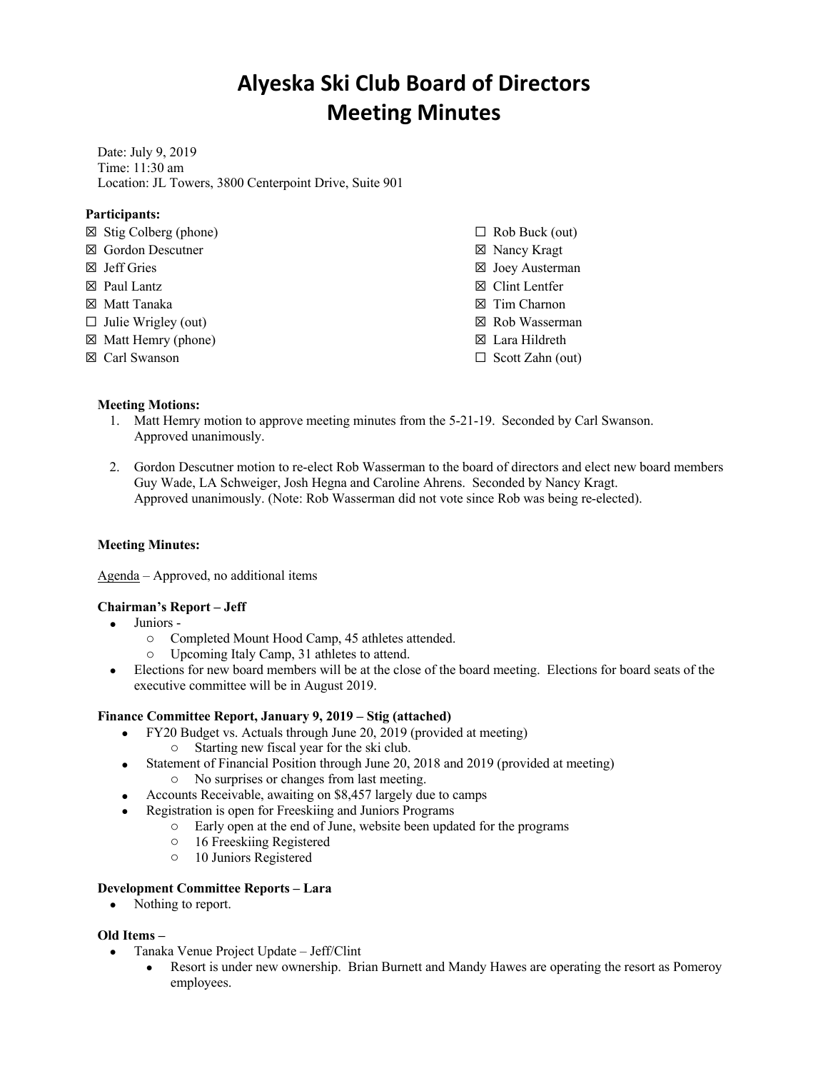# Alyeska Ski Club Board of Directors
# Meeting Minutes

Date: July 9, 2019
Time: 11:30 am
Location: JL Towers, 3800 Centerpoint Drive, Suite 901

**Participants:**

- ☒ Stig Colberg (phone)
- ☒ Gordon Descutner
- ☒ Jeff Gries
- ☒ Paul Lantz
- ☒ Matt Tanaka
- ☐ Julie Wrigley (out)
- ☒ Matt Hemry (phone)
- ☒ Carl Swanson
- ☐ Rob Buck (out)
- ☒ Nancy Kragt
- ☒ Joey Austerman
- ☒ Clint Lentfer
- ☒ Tim Charnon
- ☒ Rob Wasserman
- ☒ Lara Hildreth
- ☐ Scott Zahn (out)

**Meeting Motions:**

1. Matt Hemry motion to approve meeting minutes from the 5-21-19. Seconded by Carl Swanson. Approved unanimously.

2. Gordon Descutner motion to re-elect Rob Wasserman to the board of directors and elect new board members Guy Wade, LA Schweiger, Josh Hegna and Caroline Ahrens. Seconded by Nancy Kragt. Approved unanimously. (Note: Rob Wasserman did not vote since Rob was being re-elected).

**Meeting Minutes:**

Agenda – Approved, no additional items

**Chairman's Report – Jeff**

- Juniors -
  - Completed Mount Hood Camp, 45 athletes attended.
  - Upcoming Italy Camp, 31 athletes to attend.
- Elections for new board members will be at the close of the board meeting. Elections for board seats of the executive committee will be in August 2019.

**Finance Committee Report, January 9, 2019 – Stig (attached)**

- FY20 Budget vs. Actuals through June 20, 2019 (provided at meeting)
  - Starting new fiscal year for the ski club.
- Statement of Financial Position through June 20, 2018 and 2019 (provided at meeting)
  - No surprises or changes from last meeting.
- Accounts Receivable, awaiting on $8,457 largely due to camps
- Registration is open for Freeskiing and Juniors Programs
  - Early open at the end of June, website been updated for the programs
  - 16 Freeskiing Registered
  - 10 Juniors Registered

**Development Committee Reports – Lara**

- Nothing to report.

**Old Items –**

- Tanaka Venue Project Update – Jeff/Clint
  - Resort is under new ownership. Brian Burnett and Mandy Hawes are operating the resort as Pomeroy employees.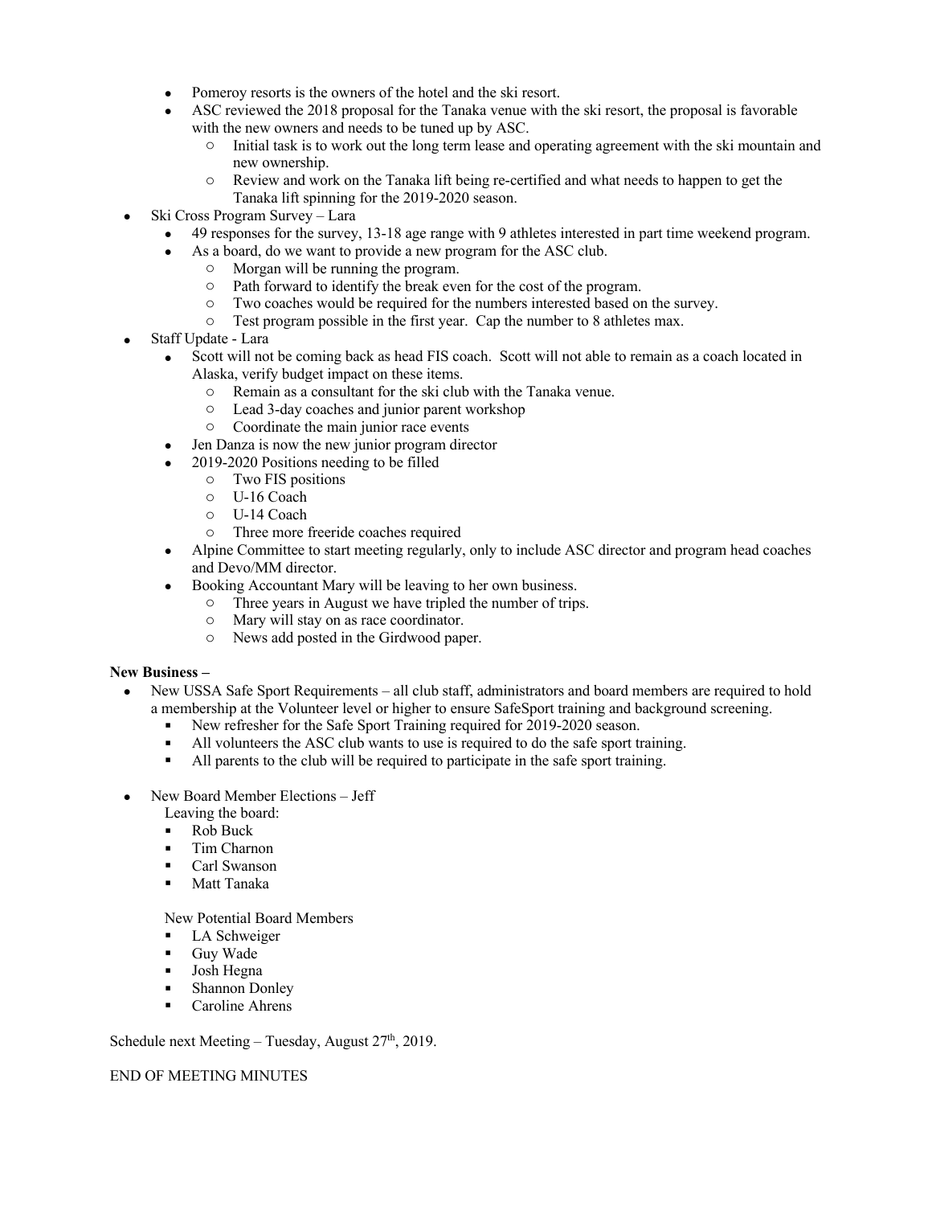- Pomeroy resorts is the owners of the hotel and the ski resort.
   - ASC reviewed the 2018 proposal for the Tanaka venue with the ski resort, the proposal is favorable with the new owners and needs to be tuned up by ASC.
     - Initial task is to work out the long term lease and operating agreement with the ski mountain and new ownership.
     - Review and work on the Tanaka lift being re-certified and what needs to happen to get the Tanaka lift spinning for the 2019-2020 season.
- Ski Cross Program Survey – Lara
   - 49 responses for the survey, 13-18 age range with 9 athletes interested in part time weekend program.
   - As a board, do we want to provide a new program for the ASC club.
     - Morgan will be running the program.
     - Path forward to identify the break even for the cost of the program.
     - Two coaches would be required for the numbers interested based on the survey.
     - Test program possible in the first year. Cap the number to 8 athletes max.
- Staff Update - Lara
   - Scott will not be coming back as head FIS coach. Scott will not able to remain as a coach located in Alaska, verify budget impact on these items.
     - Remain as a consultant for the ski club with the Tanaka venue.
     - Lead 3-day coaches and junior parent workshop
     - Coordinate the main junior race events
   - Jen Danza is now the new junior program director
   - 2019-2020 Positions needing to be filled
     - Two FIS positions
     - U-16 Coach
     - U-14 Coach
     - Three more freeride coaches required
   - Alpine Committee to start meeting regularly, only to include ASC director and program head coaches and Devo/MM director.
   - Booking Accountant Mary will be leaving to her own business.
     - Three years in August we have tripled the number of trips.
     - Mary will stay on as race coordinator.
     - News add posted in the Girdwood paper.

**New Business –**

- New USSA Safe Sport Requirements – all club staff, administrators and board members are required to hold a membership at the Volunteer level or higher to ensure SafeSport training and background screening.
   - New refresher for the Safe Sport Training required for 2019-2020 season.
   - All volunteers the ASC club wants to use is required to do the safe sport training.
   - All parents to the club will be required to participate in the safe sport training.

- New Board Member Elections – Jeff

  Leaving the board:
   - Rob Buck
   - Tim Charnon
   - Carl Swanson
   - Matt Tanaka

  New Potential Board Members
   - LA Schweiger
   - Guy Wade
   - Josh Hegna
   - Shannon Donley
   - Caroline Ahrens

Schedule next Meeting – Tuesday, August 27th, 2019.

END OF MEETING MINUTES